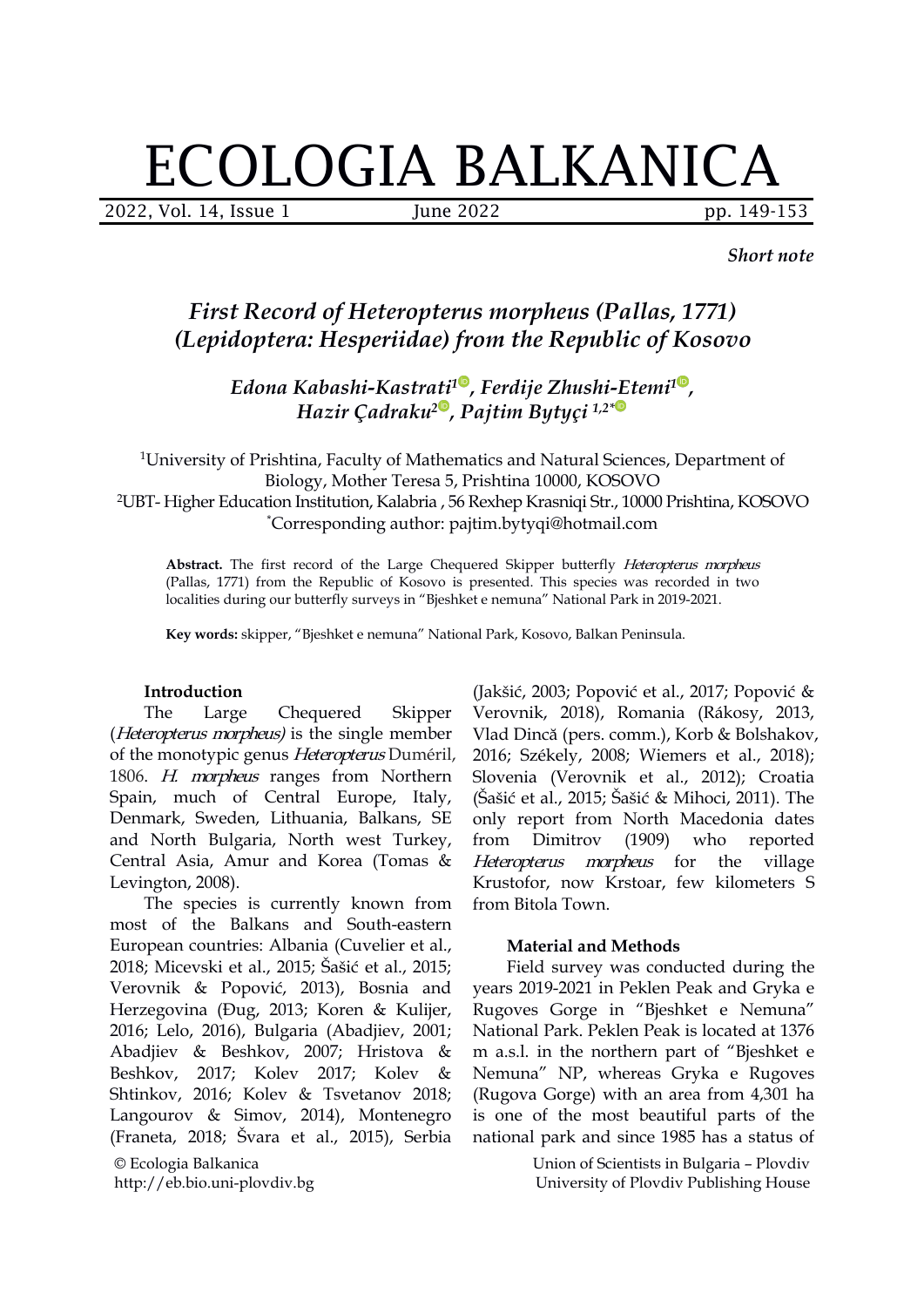*Short note*

# *First Record of Heteropterus morpheus (Pallas, 1771) (Lepidoptera: Hesperiidae) from the Republic of Kosovo*

***Edona Kabashi-Kastrati*[1]*, Ferdije Zhushi-Etemi*[1]*, Hazir Çadraku*[2]*, Pajtim Bytyçi* [1,2*]**

[1]University of Prishtina, Faculty of Mathematics and Natural Sciences, Department of Biology, Mother Teresa 5, Prishtina 10000, KOSOVO

[2]UBT- Higher Education Institution, Kalabria , 56 Rexhep Krasniqi Str., 10000 Prishtina, KOSOVO

*Corresponding author: pajtim.bytyqi@hotmail.com

**Abstract.** The first record of the Large Chequered Skipper butterfly *Heteropterus morpheus* (Pallas, 1771) from the Republic of Kosovo is presented. This species was recorded in two localities during our butterfly surveys in "Bjeshket e nemuna" National Park in 2019-2021.

**Key words:** skipper, "Bjeshket e nemuna" National Park, Kosovo, Balkan Peninsula.

## Introduction

The Large Chequered Skipper (*Heteropterus morpheus)* is the single member of the monotypic genus *Heteropterus* Duméril, 1806. *H. morpheus* ranges from Northern Spain, much of Central Europe, Italy, Denmark, Sweden, Lithuania, Balkans, SE and North Bulgaria, North west Turkey, Central Asia, Amur and Korea (Tomas & Levington, 2008).

The species is currently known from most of the Balkans and South-eastern European countries: Albania (Cuvelier et al., 2018; Micevski et al., 2015; Šašić et al., 2015; Verovnik & Popović, 2013), Bosnia and Herzegovina (Đug, 2013; Koren & Kulijer, 2016; Lelo, 2016), Bulgaria (Abadjiev, 2001; Abadjiev & Beshkov, 2007; Hristova & Beshkov, 2017; Kolev 2017; Kolev & Shtinkov, 2016; Kolev & Tsvetanov 2018; Langourov & Simov, 2014), Montenegro (Franeta, 2018; Švara et al., 2015), Serbia (Jakšić, 2003; Popović et al., 2017; Popović & Verovnik, 2018), Romania (Rákosy, 2013, Vlad Dincă (pers. comm.), Korb & Bolshakov, 2016; Székely, 2008; Wiemers et al., 2018); Slovenia (Verovnik et al., 2012); Croatia (Šašić et al., 2015; Šašić & Mihoci, 2011). The only report from North Macedonia dates from Dimitrov (1909) who reported *Heteropterus morpheus* for the village Krustofor, now Krstoar, few kilometers S from Bitola Town.

## Material and Methods

Field survey was conducted during the years 2019-2021 in Peklen Peak and Gryka e Rugoves Gorge in "Bjeshket e Nemuna" National Park. Peklen Peak is located at 1376 m a.s.l. in the northern part of "Bjeshket e Nemuna" NP, whereas Gryka e Rugoves (Rugova Gorge) with an area from 4,301 ha is one of the most beautiful parts of the national park and since 1985 has a status of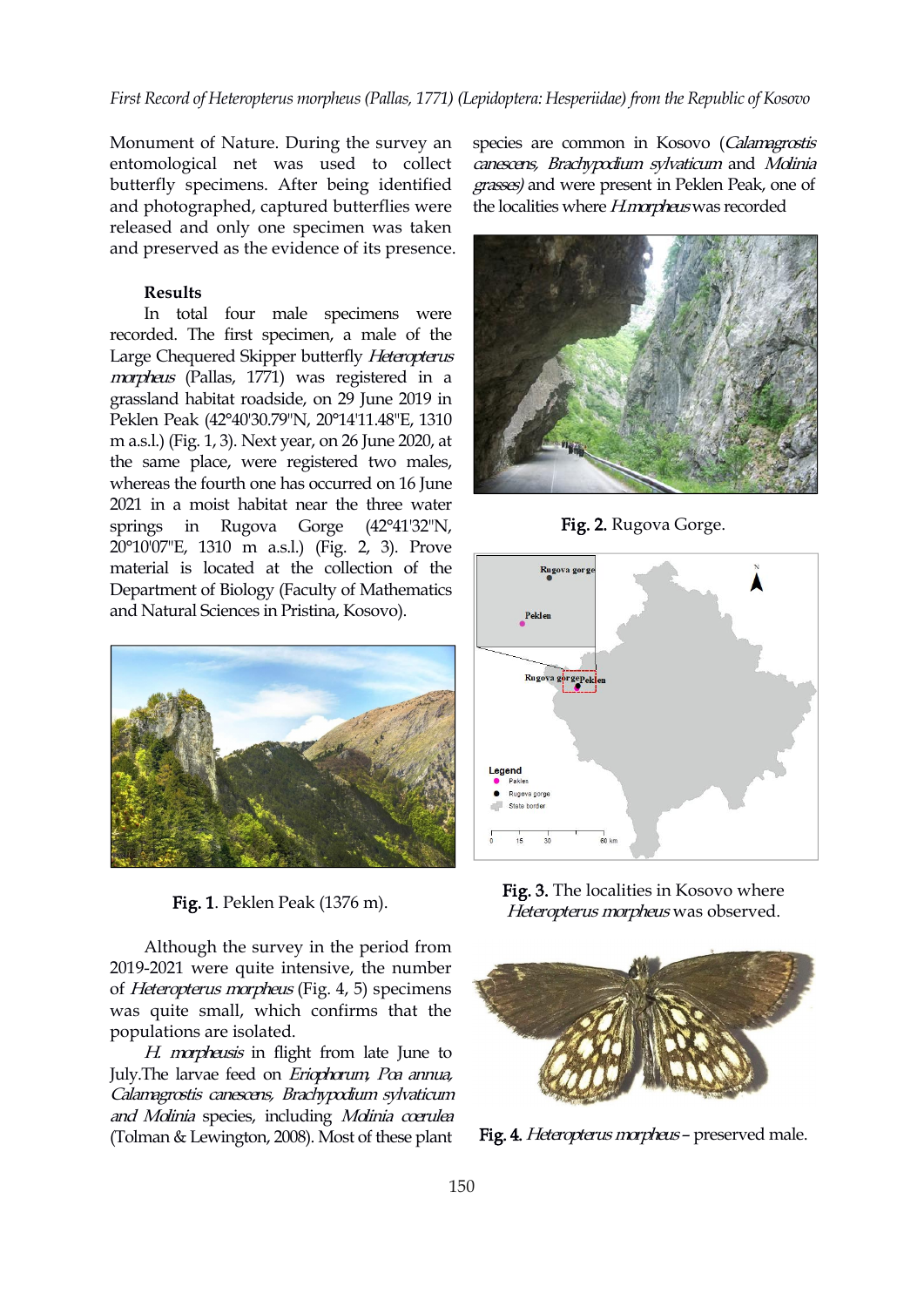Monument of Nature. During the survey an entomological net was used to collect butterfly specimens. After being identified and photographed, captured butterflies were released and only one specimen was taken and preserved as the evidence of its presence.

## Results

In total four male specimens were recorded. The first specimen, a male of the Large Chequered Skipper butterfly *Heteropterus morpheus* (Pallas, 1771) was registered in a grassland habitat roadside, on 29 June 2019 in Peklen Peak (42°40'30.79"N, 20°14'11.48"E, 1310 m a.s.l.) (Fig. 1, 3). Next year, on 26 June 2020, at the same place, were registered two males, whereas the fourth one has occurred on 16 June 2021 in a moist habitat near the three water springs in Rugova Gorge (42°41'32"N, 20°10'07"E, 1310 m a.s.l.) (Fig. 2, 3). Prove material is located at the collection of the Department of Biology (Faculty of Mathematics and Natural Sciences in Pristina, Kosovo).

**Fig. 1**. Peklen Peak (1376 m).

Although the survey in the period from 2019-2021 were quite intensive, the number of *Heteropterus morpheus* (Fig. 4, 5) specimens was quite small, which confirms that the populations are isolated.

*H. morpheus* is in flight from late June to July. The larvae feed on *Eriophorum, Poa annua, Calamagrostis canescens, Brachypodium sylvaticum and Molinia* species, including *Molinia coerulea* (Tolman & Lewington, 2008). Most of these plant species are common in Kosovo (*Calamagrostis canescens, Brachypodium sylvaticum* and *Molinia grasses)* and were present in Peklen Peak, one of the localities where *H.morpheus* was recorded

**Fig. 2.** Rugova Gorge.

**Fig. 3.** The localities in Kosovo where *Heteropterus morpheus* was observed.

**Fig. 4.** *Heteropterus morpheus* – preserved male.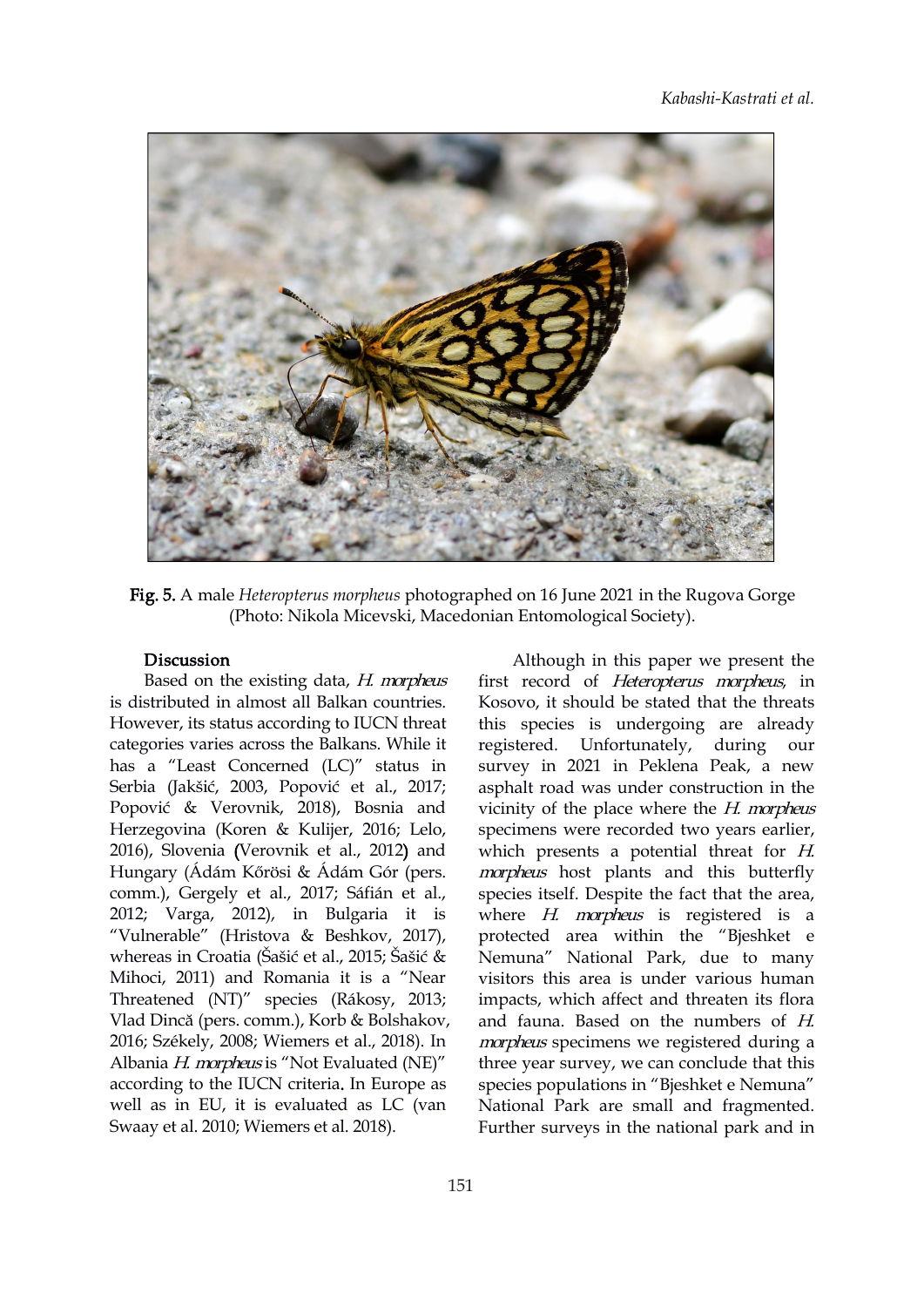**Fig. 5.** A male *Heteropterus morpheus* photographed on 16 June 2021 in the Rugova Gorge (Photo: Nikola Micevski, Macedonian Entomological Society).

## Discussion

Based on the existing data, *H. morpheus* is distributed in almost all Balkan countries. However, its status according to IUCN threat categories varies across the Balkans. While it has a "Least Concerned (LC)" status in Serbia (Jakšić, 2003, Popović et al., 2017; Popović & Verovnik, 2018), Bosnia and Herzegovina (Koren & Kulijer, 2016; Lelo, 2016), Slovenia (Verovnik et al., 2012) and Hungary (Ádám Kőrösi & Ádám Gór (pers. comm.), Gergely et al., 2017; Sáfián et al., 2012; Varga, 2012), in Bulgaria it is "Vulnerable" (Hristova & Beshkov, 2017), whereas in Croatia (Šašić et al., 2015; Šašić & Mihoci, 2011) and Romania it is a "Near Threatened (NT)" species (Rákosy, 2013; Vlad Dincă (pers. comm.), Korb & Bolshakov, 2016; Székely, 2008; Wiemers et al., 2018). In Albania *H. morpheus* is "Not Evaluated (NE)" according to the IUCN criteria. In Europe as well as in EU, it is evaluated as LC (van Swaay et al. 2010; Wiemers et al. 2018).

Although in this paper we present the first record of *Heteropterus morpheus*, in Kosovo, it should be stated that the threats this species is undergoing are already registered. Unfortunately, during our survey in 2021 in Peklena Peak, a new asphalt road was under construction in the vicinity of the place where the *H. morpheus* specimens were recorded two years earlier, which presents a potential threat for *H. morpheus* host plants and this butterfly species itself. Despite the fact that the area, where *H. morpheus* is registered is a protected area within the "Bjeshket e Nemuna" National Park, due to many visitors this area is under various human impacts, which affect and threaten its flora and fauna. Based on the numbers of *H. morpheus* specimens we registered during a three year survey, we can conclude that this species populations in "Bjeshket e Nemuna" National Park are small and fragmented. Further surveys in the national park and in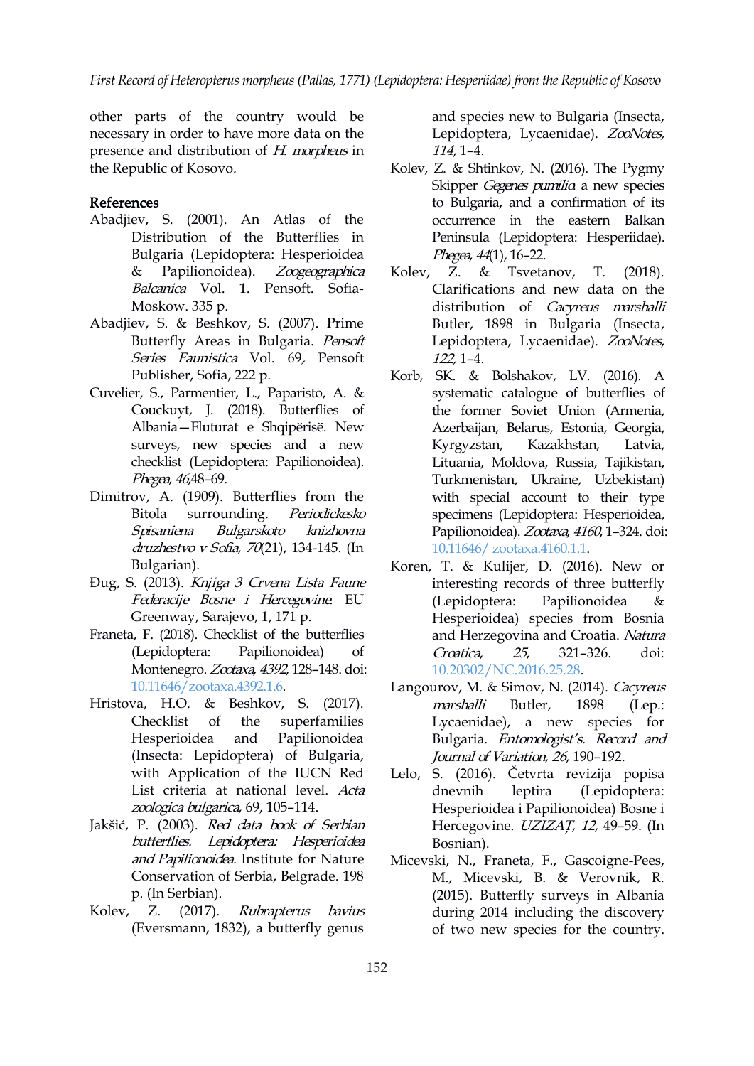other parts of the country would be necessary in order to have more data on the presence and distribution of *H. morpheus* in the Republic of Kosovo.

## References

Abadjiev, S. (2001). An Atlas of the Distribution of the Butterflies in Bulgaria (Lepidoptera: Hesperioidea & Papilionoidea). *Zoogeographica Balcanica* Vol. 1. Pensoft. Sofia-Moskow. 335 p.

Abadjiev, S. & Beshkov, S. (2007). Prime Butterfly Areas in Bulgaria. *Pensoft Series Faunistica* Vol. 69*,* Pensoft Publisher, Sofia, 222 p.

Cuvelier, S., Parmentier, L., Paparisto, A. & Couckuyt, J. (2018). Butterflies of Albania—Fluturat e Shqipërisë. New surveys, new species and a new checklist (Lepidoptera: Papilionoidea). *Phegea, 46*,48–69.

Dimitrov, A. (1909). Butterflies from the Bitola surrounding. *Periodickesko Spisaniena Bulgarskoto knizhovna druzhestvo v Sofia, 70*(21), 134-145. (In Bulgarian).

Đug, S. (2013). *Knjiga 3 Crvena Lista Faune Federacije Bosne i Hercegovine*. EU Greenway, Sarajevo, 1, 171 p.

Franeta, F. (2018). Checklist of the butterflies (Lepidoptera: Papilionoidea) of Montenegro. *Zootaxa, 4392*, 128–148. doi: 10.11646/zootaxa.4392.1.6.

Hristova, H.O. & Beshkov, S. (2017). Checklist of the superfamilies Hesperioidea and Papilionoidea (Insecta: Lepidoptera) of Bulgaria, with Application of the IUCN Red List criteria at national level. *Acta zoologica bulgarica,* 69, 105–114.

Jakšić, P. (2003). *Red data book of Serbian butterflies. Lepidoptera: Hesperioidea and Papilionoidea*. Institute for Nature Conservation of Serbia, Belgrade. 198 p. (In Serbian).

Kolev, Z. (2017). *Rubrapterus bavius* (Eversmann, 1832), a butterfly genus and species new to Bulgaria (Insecta, Lepidoptera, Lycaenidae). *ZooNotes, 114*, 1–4.

Kolev, Z. & Shtinkov, N. (2016). The Pygmy Skipper *Gegenes pumilio* a new species to Bulgaria, and a confirmation of its occurrence in the eastern Balkan Peninsula (Lepidoptera: Hesperiidae). *Phegea, 44*(1), 16–22.

Kolev, Z. & Tsvetanov, T. (2018). Clarifications and new data on the distribution of *Cacyreus marshalli* Butler, 1898 in Bulgaria (Insecta, Lepidoptera, Lycaenidae). *ZooNotes, 122,* 1–4.

Korb, SK. & Bolshakov, LV. (2016). A systematic catalogue of butterflies of the former Soviet Union (Armenia, Azerbaijan, Belarus, Estonia, Georgia, Kyrgyzstan, Kazakhstan, Latvia, Lituania, Moldova, Russia, Tajikistan, Turkmenistan, Ukraine, Uzbekistan) with special account to their type specimens (Lepidoptera: Hesperioidea, Papilionoidea). *Zootaxa, 4160*, 1–324. doi: 10.11646/ zootaxa.4160.1.1.

Koren, T. & Kulijer, D. (2016). New or interesting records of three butterfly (Lepidoptera: Papilionoidea & Hesperioidea) species from Bosnia and Herzegovina and Croatia. *Natura Croatica, 25*, 321–326. doi: 10.20302/NC.2016.25.28.

Langourov, M. & Simov, N. (2014). *Cacyreus marshalli* Butler, 1898 (Lep.: Lycaenidae), a new species for Bulgaria. *Entomologist's. Record and Journal of Variation, 26,* 190–192.

Lelo, S. (2016). Četvrta revizija popisa dnevnih leptira (Lepidoptera: Hesperioidea i Papilionoidea) Bosne i Hercegovine. *UZIZAŢ, 12*, 49–59. (In Bosnian).

Micevski, N., Franeta, F., Gascoigne-Pees, M., Micevski, B. & Verovnik, R. (2015). Butterfly surveys in Albania during 2014 including the discovery of two new species for the country.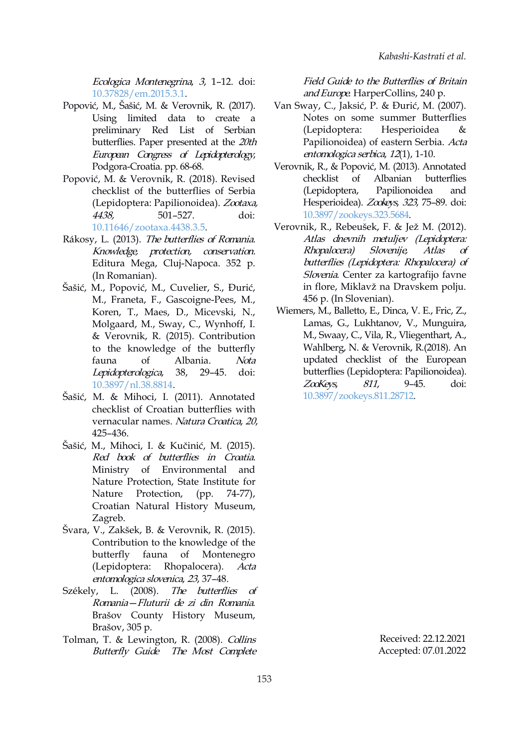*Ecologica Montenegrina, 3*, 1–12. doi: 10.37828/em.2015.3.1.

Popović, M., Šašić, M. & Verovnik, R. (2017). Using limited data to create a preliminary Red List of Serbian butterflies. Paper presented at the *20th European Congress of Lepidopterology*, Podgora-Croatia. pp. 68-68.

Popović, M. & Verovnik, R. (2018). Revised checklist of the butterflies of Serbia (Lepidoptera: Papilionoidea). *Zootaxa, 4438,* 501–527. doi: 10.11646/zootaxa.4438.3.5.

Rákosy, L. (2013). *The butterflies of Romania. Knowledge, protection, conservation.* Editura Mega, Cluj-Napoca. 352 p. (In Romanian).

Šašić, M., Popović, M., Cuvelier, S., Đurić, M., Franeta, F., Gascoigne-Pees, M., Koren, T., Maes, D., Micevski, N., Molgaard, M., Sway, C., Wynhoff, I. & Verovnik, R. (2015). Contribution to the knowledge of the butterfly fauna of Albania. *Nota Lepidopterologica*, 38, 29–45. doi: 10.3897/nl.38.8814.

Šašić, M. & Mihoci, I. (2011). Annotated checklist of Croatian butterflies with vernacular names. *Natura Croatica, 20*, 425–436.

Šašić, M., Mihoci, I. & Kučinić, M. (2015). *Red book of butterflies in Croatia.* Ministry of Environmental and Nature Protection, State Institute for Nature Protection, (pp. 74-77), Croatian Natural History Museum, Zagreb.

Švara, V., Zakšek, B. & Verovnik, R. (2015). Contribution to the knowledge of the butterfly fauna of Montenegro (Lepidoptera: Rhopalocera). *Acta entomologica slovenica, 23*, 37–48.

Székely, L. (2008). *The butterflies of Romania—Fluturii de zi din Romania.* Brašov County History Museum, Brašov, 305 p.

Tolman, T. & Lewington, R. (2008). *Collins Butterfly Guide The Most Complete Field Guide to the Butterflies of Britain and Europe.* HarperCollins, 240 p.

Van Sway, C., Jakšić, P. & Đurić, M. (2007). Notes on some summer Butterflies (Lepidoptera: Hesperioidea & Papilionoidea) of eastern Serbia. *Acta entomologica serbica, 12*(1), 1-10.

Verovnik, R., & Popović, M. (2013). Annotated checklist of Albanian butterflies (Lepidoptera, Papilionoidea and Hesperioidea). *Zookeys, 323*, 75–89. doi: 10.3897/zookeys.323.5684.

Verovnik, R., Rebeušek, F. & Jež M. (2012). *Atlas dnevnih metuljev (Lepidoptera: Rhopalocera) Slovenije, Atlas of butterflies (Lepidoptera: Rhopalocera) of Slovenia*. Center za kartografijo favne in flore, Miklavž na Dravskem polju. 456 p. (In Slovenian).

Wiemers, M., Balletto, E., Dinca, V. E., Fric, Z., Lamas, G., Lukhtanov, V., Munguira, M., Swaay, C., Vila, R., Vliegenthart, A., Wahlberg, N. & Verovnik, R.(2018). An updated checklist of the European butterflies (Lepidoptera: Papilionoidea). *ZooKeys, 811*, 9–45. doi: 10.3897/zookeys.811.28712.

Received: 22.12.2021
Accepted: 07.01.2022